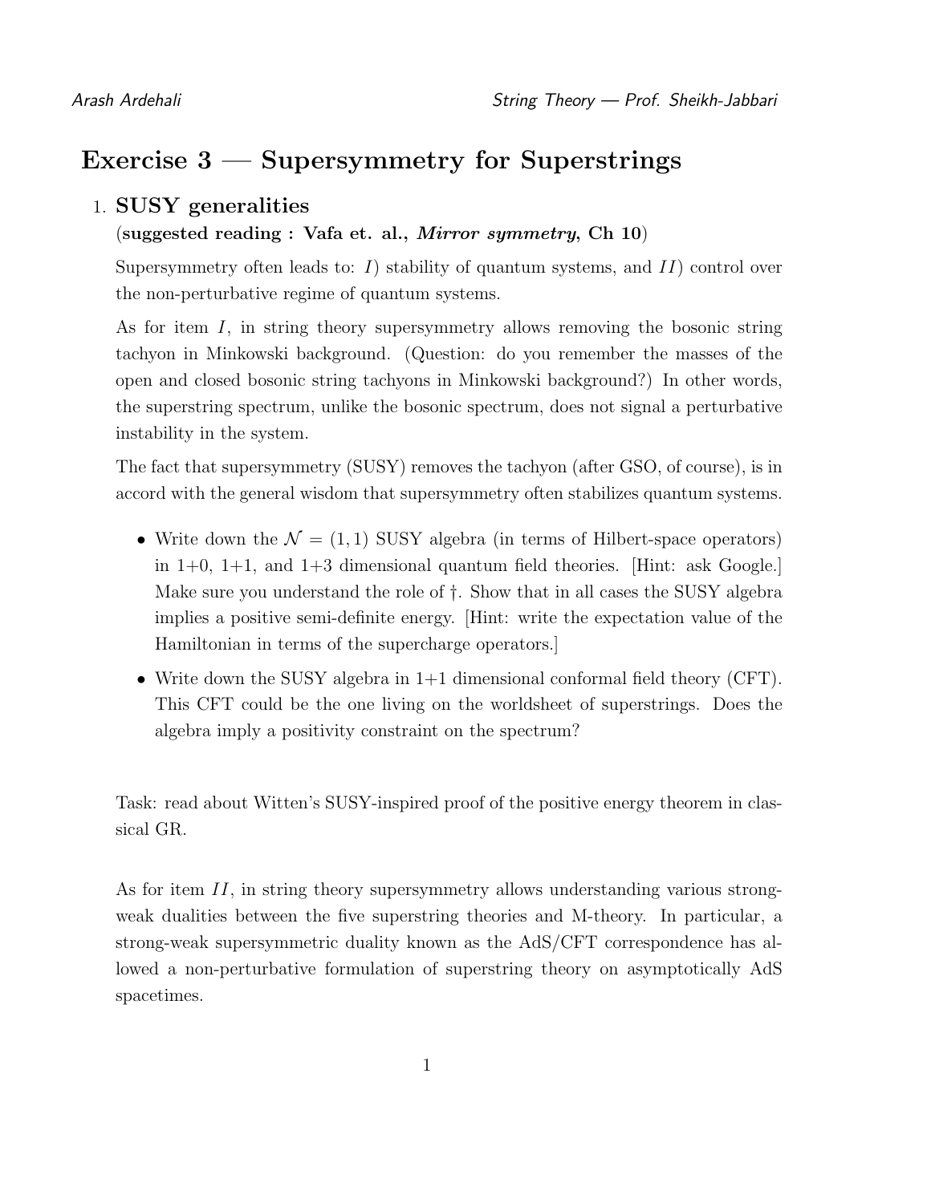# Exercise 3 — Supersymmetry for Superstrings

1. **SUSY generalities**
   **(suggested reading : Vafa et. al., *Mirror symmetry*, Ch 10)**

   Supersymmetry often leads to: $I$) stability of quantum systems, and $II$) control over the non-perturbative regime of quantum systems.

   As for item $I$, in string theory supersymmetry allows removing the bosonic string tachyon in Minkowski background. (Question: do you remember the masses of the open and closed bosonic string tachyons in Minkowski background?) In other words, the superstring spectrum, unlike the bosonic spectrum, does not signal a perturbative instability in the system.

   The fact that supersymmetry (SUSY) removes the tachyon (after GSO, of course), is in accord with the general wisdom that supersymmetry often stabilizes quantum systems.

   - Write down the $\mathcal{N} = (1, 1)$ SUSY algebra (in terms of Hilbert-space operators) in 1+0, 1+1, and 1+3 dimensional quantum field theories. [Hint: ask Google.] Make sure you understand the role of $\dagger$. Show that in all cases the SUSY algebra implies a positive semi-definite energy. [Hint: write the expectation value of the Hamiltonian in terms of the supercharge operators.]
   - Write down the SUSY algebra in 1+1 dimensional conformal field theory (CFT). This CFT could be the one living on the worldsheet of superstrings. Does the algebra imply a positivity constraint on the spectrum?

Task: read about Witten's SUSY-inspired proof of the positive energy theorem in classical GR.

As for item $II$, in string theory supersymmetry allows understanding various strong-weak dualities between the five superstring theories and M-theory. In particular, a strong-weak supersymmetric duality known as the AdS/CFT correspondence has allowed a non-perturbative formulation of superstring theory on asymptotically AdS spacetimes.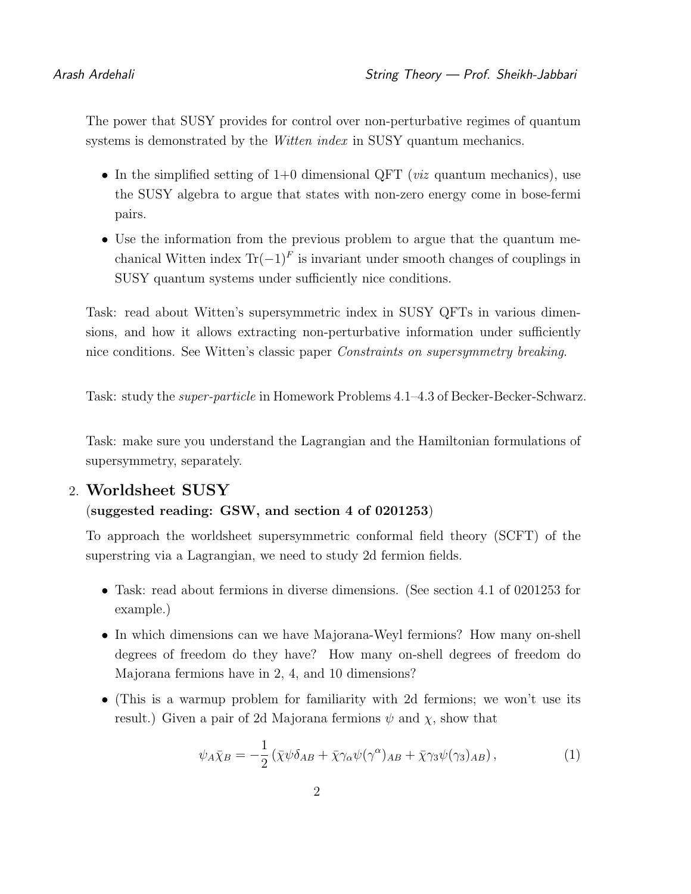The power that SUSY provides for control over non-perturbative regimes of quantum systems is demonstrated by the *Witten index* in SUSY quantum mechanics.

- In the simplified setting of 1+0 dimensional QFT (*viz* quantum mechanics), use the SUSY algebra to argue that states with non-zero energy come in bose-fermi pairs.
- Use the information from the previous problem to argue that the quantum mechanical Witten index $\mathrm{Tr}(-1)^F$ is invariant under smooth changes of couplings in SUSY quantum systems under sufficiently nice conditions.

Task: read about Witten's supersymmetric index in SUSY QFTs in various dimensions, and how it allows extracting non-perturbative information under sufficiently nice conditions. See Witten's classic paper *Constraints on supersymmetry breaking*.

Task: study the *super-particle* in Homework Problems 4.1–4.3 of Becker-Becker-Schwarz.

Task: make sure you understand the Lagrangian and the Hamiltonian formulations of supersymmetry, separately.

## 2. Worldsheet SUSY

**(suggested reading: GSW, and section 4 of 0201253)**

To approach the worldsheet supersymmetric conformal field theory (SCFT) of the superstring via a Lagrangian, we need to study 2d fermion fields.

- Task: read about fermions in diverse dimensions. (See section 4.1 of 0201253 for example.)
- In which dimensions can we have Majorana-Weyl fermions? How many on-shell degrees of freedom do they have? How many on-shell degrees of freedom do Majorana fermions have in 2, 4, and 10 dimensions?
- (This is a warmup problem for familiarity with 2d fermions; we won't use its result.) Given a pair of 2d Majorana fermions $\psi$ and $\chi$, show that

$$\psi_A \bar{\chi}_B = -\frac{1}{2}\left(\bar{\chi}\psi\delta_{AB} + \bar{\chi}\gamma_\alpha\psi(\gamma^\alpha)_{AB} + \bar{\chi}\gamma_3\psi(\gamma_3)_{AB}\right), \tag{1}$$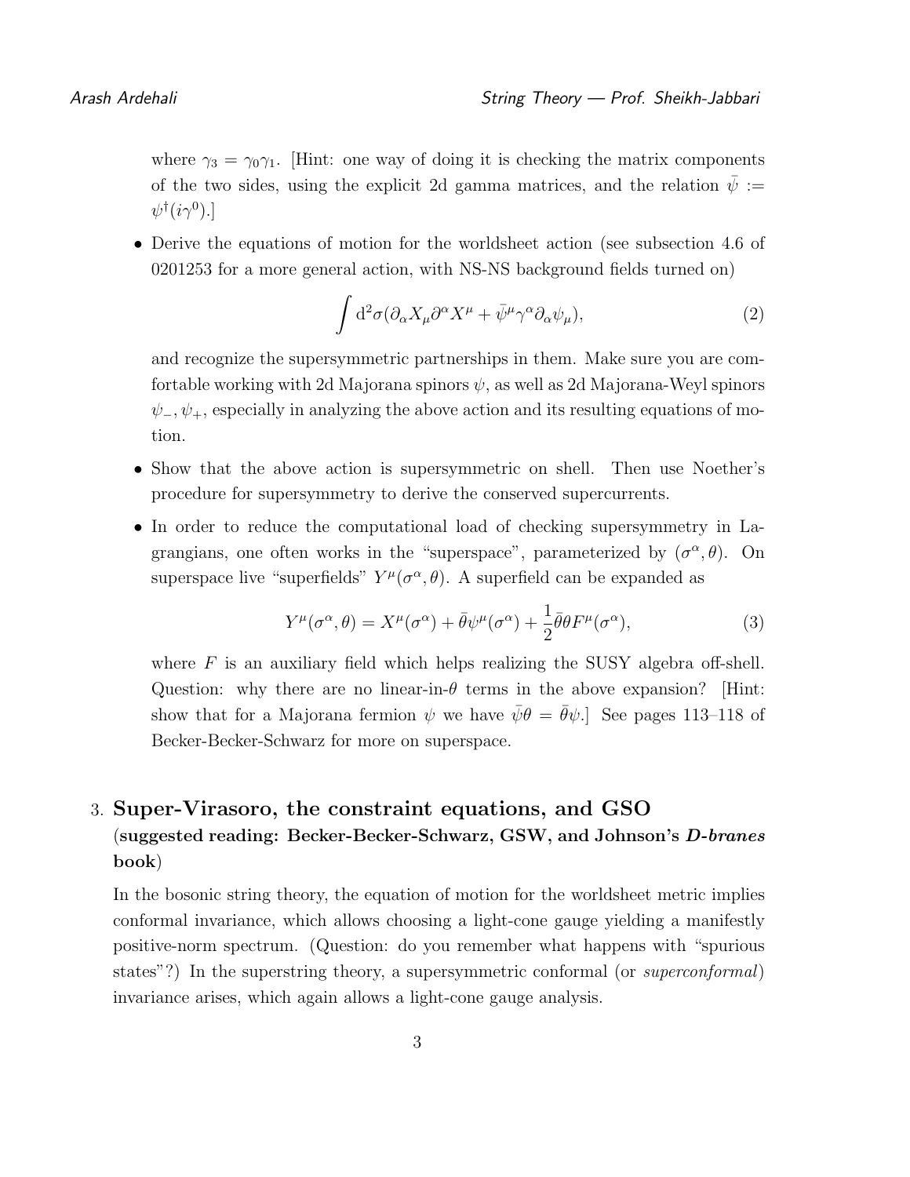where $\gamma_3 = \gamma_0\gamma_1$. [Hint: one way of doing it is checking the matrix components of the two sides, using the explicit 2d gamma matrices, and the relation $\bar{\psi} := \psi^\dagger(i\gamma^0)$.]

- Derive the equations of motion for the worldsheet action (see subsection 4.6 of 0201253 for a more general action, with NS-NS background fields turned on)

$$\int \mathrm{d}^2\sigma(\partial_\alpha X_\mu \partial^\alpha X^\mu + \bar{\psi}^\mu \gamma^\alpha \partial_\alpha \psi_\mu), \tag{2}$$

  and recognize the supersymmetric partnerships in them. Make sure you are comfortable working with 2d Majorana spinors $\psi$, as well as 2d Majorana-Weyl spinors $\psi_-, \psi_+$, especially in analyzing the above action and its resulting equations of motion.

- Show that the above action is supersymmetric on shell. Then use Noether's procedure for supersymmetry to derive the conserved supercurrents.

- In order to reduce the computational load of checking supersymmetry in Lagrangians, one often works in the "superspace", parameterized by $(\sigma^\alpha, \theta)$. On superspace live "superfields" $Y^\mu(\sigma^\alpha, \theta)$. A superfield can be expanded as

$$Y^\mu(\sigma^\alpha, \theta) = X^\mu(\sigma^\alpha) + \bar{\theta}\psi^\mu(\sigma^\alpha) + \frac{1}{2}\bar{\theta}\theta F^\mu(\sigma^\alpha), \tag{3}$$

  where $F$ is an auxiliary field which helps realizing the SUSY algebra off-shell. Question: why there are no linear-in-$\theta$ terms in the above expansion? [Hint: show that for a Majorana fermion $\psi$ we have $\bar{\psi}\theta = \bar{\theta}\psi$.] See pages 113–118 of Becker-Becker-Schwarz for more on superspace.

## 3. Super-Virasoro, the constraint equations, and GSO (suggested reading: Becker-Becker-Schwarz, GSW, and Johnson's *D-branes* book)

In the bosonic string theory, the equation of motion for the worldsheet metric implies conformal invariance, which allows choosing a light-cone gauge yielding a manifestly positive-norm spectrum. (Question: do you remember what happens with "spurious states"?) In the superstring theory, a supersymmetric conformal (or *superconformal*) invariance arises, which again allows a light-cone gauge analysis.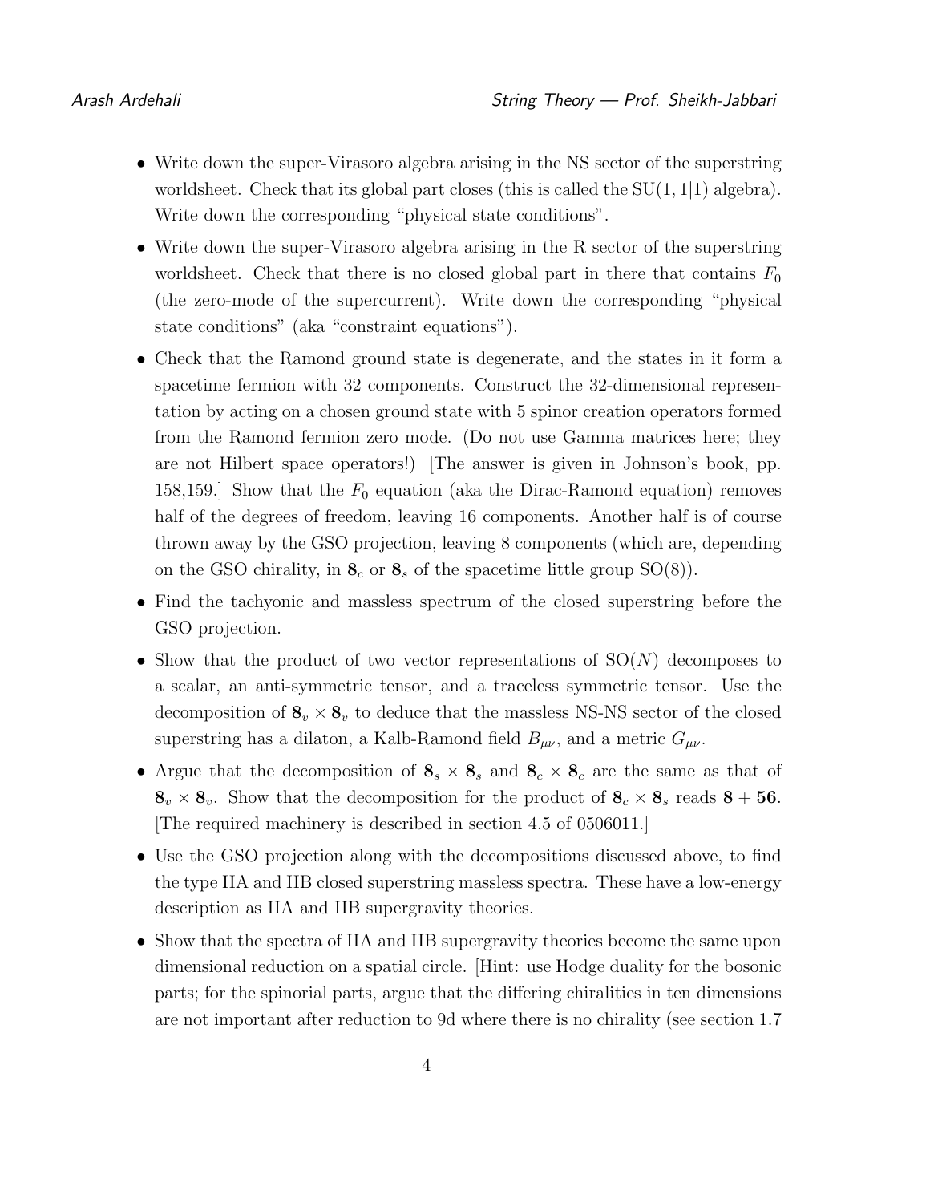- Write down the super-Virasoro algebra arising in the NS sector of the superstring worldsheet. Check that its global part closes (this is called the $\mathrm{SU}(1,1|1)$ algebra). Write down the corresponding "physical state conditions".
- Write down the super-Virasoro algebra arising in the R sector of the superstring worldsheet. Check that there is no closed global part in there that contains $F_0$ (the zero-mode of the supercurrent). Write down the corresponding "physical state conditions" (aka "constraint equations").
- Check that the Ramond ground state is degenerate, and the states in it form a spacetime fermion with 32 components. Construct the 32-dimensional representation by acting on a chosen ground state with 5 spinor creation operators formed from the Ramond fermion zero mode. (Do not use Gamma matrices here; they are not Hilbert space operators!) [The answer is given in Johnson's book, pp. 158,159.] Show that the $F_0$ equation (aka the Dirac-Ramond equation) removes half of the degrees of freedom, leaving 16 components. Another half is of course thrown away by the GSO projection, leaving 8 components (which are, depending on the GSO chirality, in $\mathbf{8}_c$ or $\mathbf{8}_s$ of the spacetime little group $\mathrm{SO}(8)$).
- Find the tachyonic and massless spectrum of the closed superstring before the GSO projection.
- Show that the product of two vector representations of $\mathrm{SO}(N)$ decomposes to a scalar, an anti-symmetric tensor, and a traceless symmetric tensor. Use the decomposition of $\mathbf{8}_v \times \mathbf{8}_v$ to deduce that the massless NS-NS sector of the closed superstring has a dilaton, a Kalb-Ramond field $B_{\mu\nu}$, and a metric $G_{\mu\nu}$.
- Argue that the decomposition of $\mathbf{8}_s \times \mathbf{8}_s$ and $\mathbf{8}_c \times \mathbf{8}_c$ are the same as that of $\mathbf{8}_v \times \mathbf{8}_v$. Show that the decomposition for the product of $\mathbf{8}_c \times \mathbf{8}_s$ reads $\mathbf{8} + \mathbf{56}$. [The required machinery is described in section 4.5 of 0506011.]
- Use the GSO projection along with the decompositions discussed above, to find the type IIA and IIB closed superstring massless spectra. These have a low-energy description as IIA and IIB supergravity theories.
- Show that the spectra of IIA and IIB supergravity theories become the same upon dimensional reduction on a spatial circle. [Hint: use Hodge duality for the bosonic parts; for the spinorial parts, argue that the differing chiralities in ten dimensions are not important after reduction to 9d where there is no chirality (see section 1.7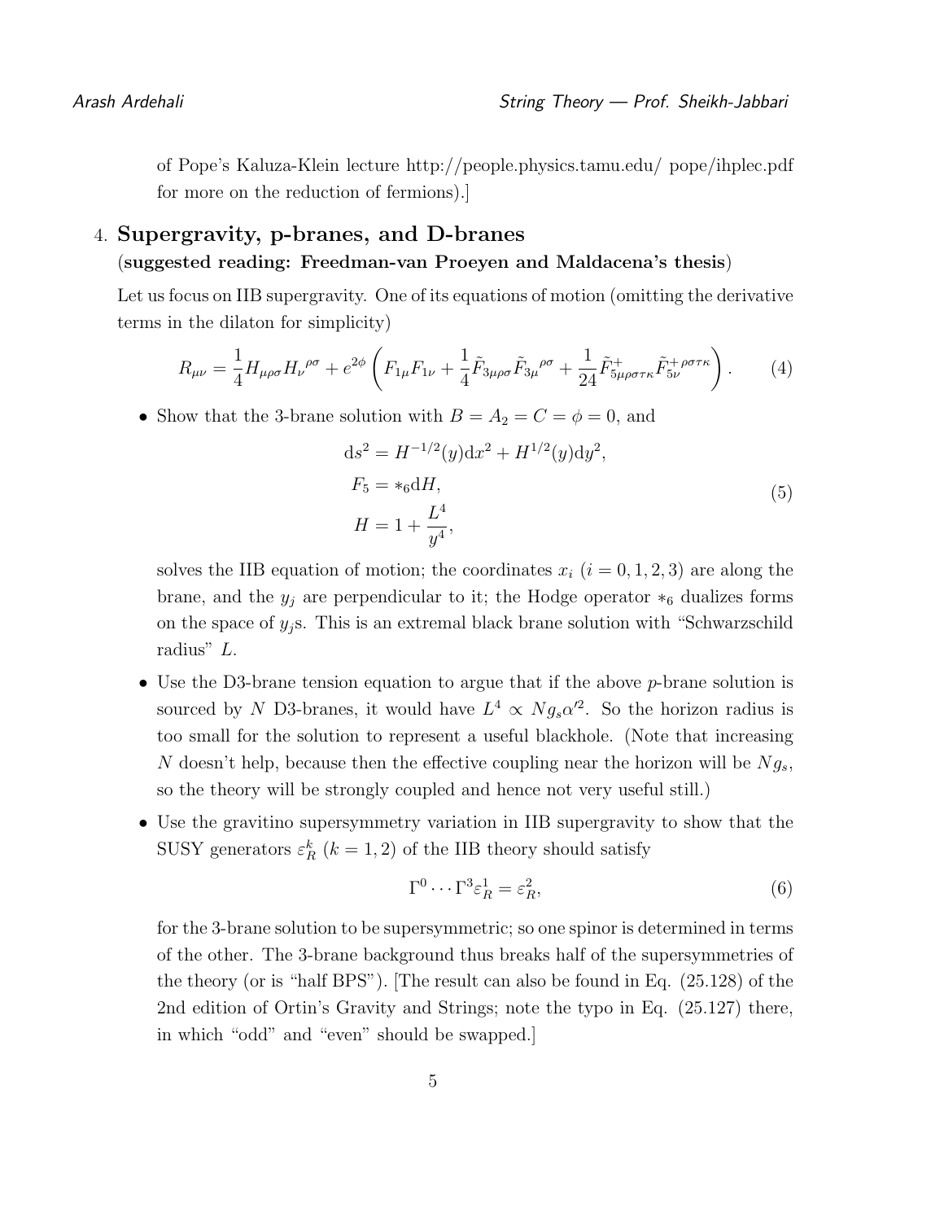of Pope's Kaluza-Klein lecture http://people.physics.tamu.edu/ pope/ihplec.pdf for more on the reduction of fermions).]

4. **Supergravity, p-branes, and D-branes**
**(suggested reading: Freedman-van Proeyen and Maldacena's thesis)**

Let us focus on IIB supergravity. One of its equations of motion (omitting the derivative terms in the dilaton for simplicity)

$$R_{\mu\nu} = \frac{1}{4} H_{\mu\rho\sigma} H_{\nu}{}^{\rho\sigma} + e^{2\phi}\left(F_{1\mu}F_{1\nu} + \frac{1}{4}\tilde{F}_{3\mu\rho\sigma}\tilde{F}_{3\mu}{}^{\rho\sigma} + \frac{1}{24}\tilde{F}^{+}_{5\mu\rho\sigma\tau\kappa}\tilde{F}^{+\,\rho\sigma\tau\kappa}_{5\nu}\right). \tag{4}$$

- Show that the 3-brane solution with $B = A_2 = C = \phi = 0$, and

$$\begin{aligned}
\mathrm{d}s^2 &= H^{-1/2}(y)\mathrm{d}x^2 + H^{1/2}(y)\mathrm{d}y^2, \\
F_5 &= *_6 \mathrm{d}H, \\
H &= 1 + \frac{L^4}{y^4},
\end{aligned} \tag{5}$$

solves the IIB equation of motion; the coordinates $x_i$ ($i = 0, 1, 2, 3$) are along the brane, and the $y_j$ are perpendicular to it; the Hodge operator $*_6$ dualizes forms on the space of $y_j$s. This is an extremal black brane solution with "Schwarzschild radius" $L$.

- Use the D3-brane tension equation to argue that if the above $p$-brane solution is sourced by $N$ D3-branes, it would have $L^4 \propto N g_s \alpha'^2$. So the horizon radius is too small for the solution to represent a useful blackhole. (Note that increasing $N$ doesn't help, because then the effective coupling near the horizon will be $Ng_s$, so the theory will be strongly coupled and hence not very useful still.)

- Use the gravitino supersymmetry variation in IIB supergravity to show that the SUSY generators $\varepsilon^k_R$ ($k = 1, 2$) of the IIB theory should satisfy

$$\Gamma^0 \cdots \Gamma^3 \varepsilon^1_R = \varepsilon^2_R, \tag{6}$$

for the 3-brane solution to be supersymmetric; so one spinor is determined in terms of the other. The 3-brane background thus breaks half of the supersymmetries of the theory (or is "half BPS"). [The result can also be found in Eq. (25.128) of the 2nd edition of Ortin's Gravity and Strings; note the typo in Eq. (25.127) there, in which "odd" and "even" should be swapped.]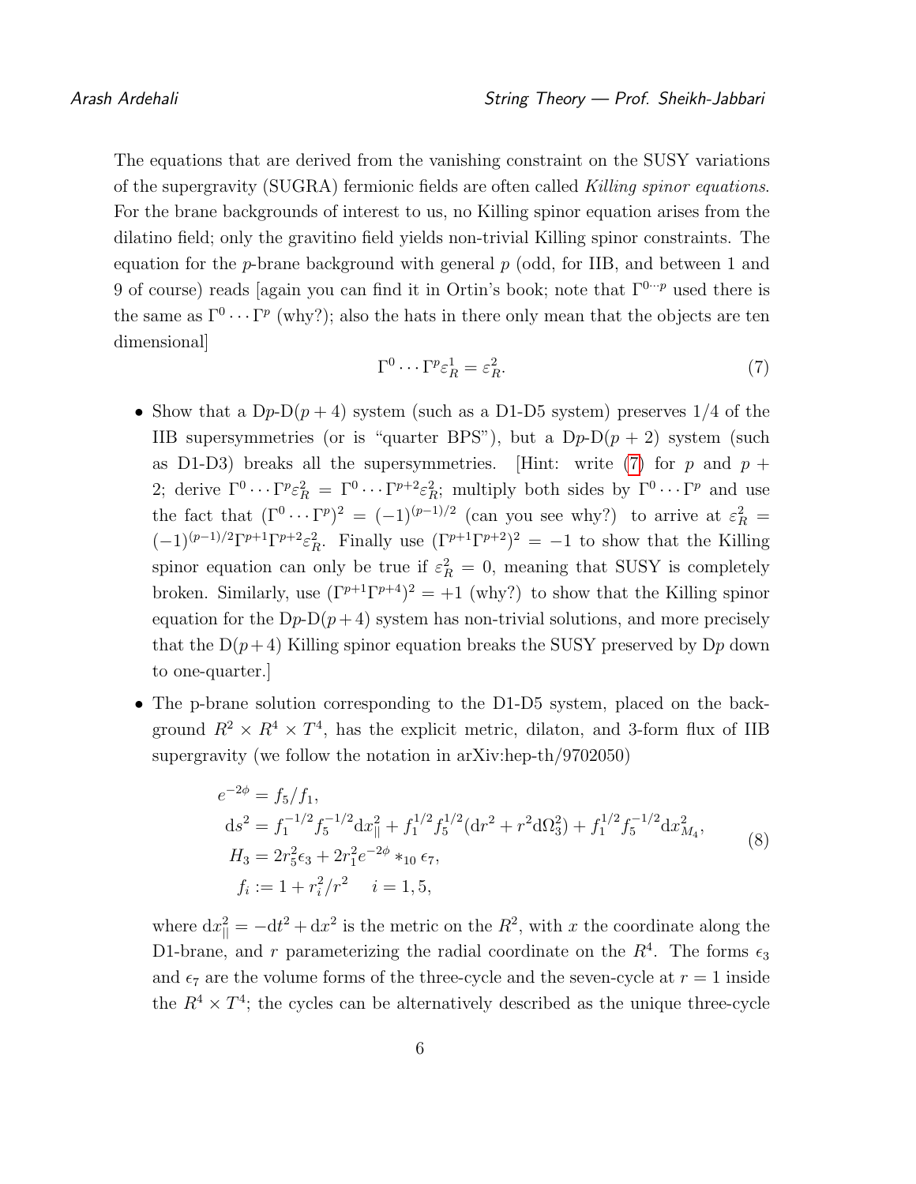The equations that are derived from the vanishing constraint on the SUSY variations of the supergravity (SUGRA) fermionic fields are often called *Killing spinor equations*. For the brane backgrounds of interest to us, no Killing spinor equation arises from the dilatino field; only the gravitino field yields non-trivial Killing spinor constraints. The equation for the $p$-brane background with general $p$ (odd, for IIB, and between 1 and 9 of course) reads [again you can find it in Ortin's book; note that $\Gamma^{0\cdots p}$ used there is the same as $\Gamma^0\cdots\Gamma^p$ (why?); also the hats in there only mean that the objects are ten dimensional]

$$\Gamma^0\cdots\Gamma^p\varepsilon^1_R = \varepsilon^2_R. \tag{7}$$

- Show that a D$p$-D$(p+4)$ system (such as a D1-D5 system) preserves 1/4 of the IIB supersymmetries (or is "quarter BPS"), but a D$p$-D$(p+2)$ system (such as D1-D3) breaks all the supersymmetries. [Hint: write (7) for $p$ and $p+2$; derive $\Gamma^0\cdots\Gamma^p\varepsilon^2_R = \Gamma^0\cdots\Gamma^{p+2}\varepsilon^2_R$; multiply both sides by $\Gamma^0\cdots\Gamma^p$ and use the fact that $(\Gamma^0\cdots\Gamma^p)^2 = (-1)^{(p-1)/2}$ (can you see why?) to arrive at $\varepsilon^2_R = (-1)^{(p-1)/2}\Gamma^{p+1}\Gamma^{p+2}\varepsilon^2_R$. Finally use $(\Gamma^{p+1}\Gamma^{p+2})^2 = -1$ to show that the Killing spinor equation can only be true if $\varepsilon^2_R = 0$, meaning that SUSY is completely broken. Similarly, use $(\Gamma^{p+1}\Gamma^{p+4})^2 = +1$ (why?) to show that the Killing spinor equation for the D$p$-D$(p+4)$ system has non-trivial solutions, and more precisely that the D$(p+4)$ Killing spinor equation breaks the SUSY preserved by D$p$ down to one-quarter.]

- The p-brane solution corresponding to the D1-D5 system, placed on the background $R^2\times R^4\times T^4$, has the explicit metric, dilaton, and 3-form flux of IIB supergravity (we follow the notation in arXiv:hep-th/9702050)

$$\begin{aligned}
e^{-2\phi} &= f_5/f_1,\\
\mathrm{d}s^2 &= f_1^{-1/2}f_5^{-1/2}\mathrm{d}x_{\|}^2 + f_1^{1/2}f_5^{1/2}(\mathrm{d}r^2 + r^2\mathrm{d}\Omega_3^2) + f_1^{1/2}f_5^{-1/2}\mathrm{d}x_{M_4}^2,\\
H_3 &= 2r_5^2\epsilon_3 + 2r_1^2 e^{-2\phi} *_{10}\epsilon_7,\\
f_i &:= 1 + r_i^2/r^2 \quad\quad i = 1,5,
\end{aligned} \tag{8}$$

where $\mathrm{d}x_{\|}^2 = -\mathrm{d}t^2 + \mathrm{d}x^2$ is the metric on the $R^2$, with $x$ the coordinate along the D1-brane, and $r$ parameterizing the radial coordinate on the $R^4$. The forms $\epsilon_3$ and $\epsilon_7$ are the volume forms of the three-cycle and the seven-cycle at $r=1$ inside the $R^4\times T^4$; the cycles can be alternatively described as the unique three-cycle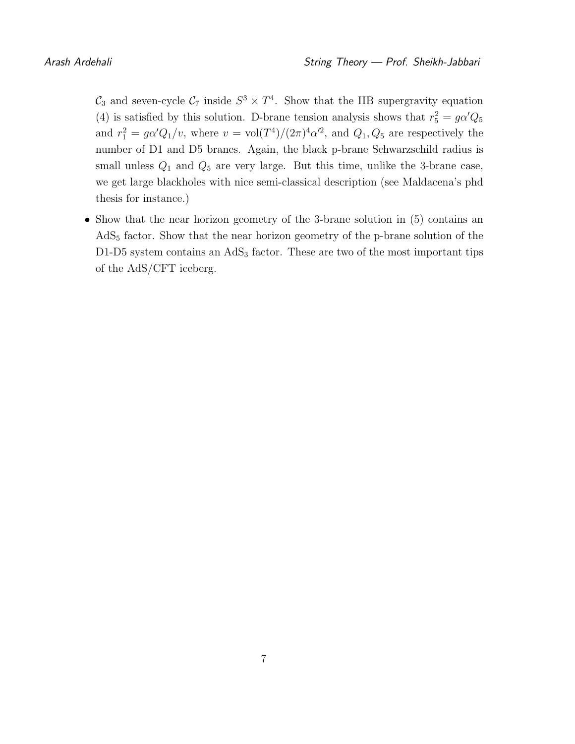$\mathcal{C}_3$ and seven-cycle $\mathcal{C}_7$ inside $S^3 \times T^4$. Show that the IIB supergravity equation (4) is satisfied by this solution. D-brane tension analysis shows that $r_5^2 = g\alpha' Q_5$ and $r_1^2 = g\alpha' Q_1/v$, where $v = \text{vol}(T^4)/(2\pi)^4\alpha'^2$, and $Q_1, Q_5$ are respectively the number of D1 and D5 branes. Again, the black p-brane Schwarzschild radius is small unless $Q_1$ and $Q_5$ are very large. But this time, unlike the 3-brane case, we get large blackholes with nice semi-classical description (see Maldacena's phd thesis for instance.)

- Show that the near horizon geometry of the 3-brane solution in (5) contains an $\text{AdS}_5$ factor. Show that the near horizon geometry of the p-brane solution of the D1-D5 system contains an $\text{AdS}_3$ factor. These are two of the most important tips of the AdS/CFT iceberg.